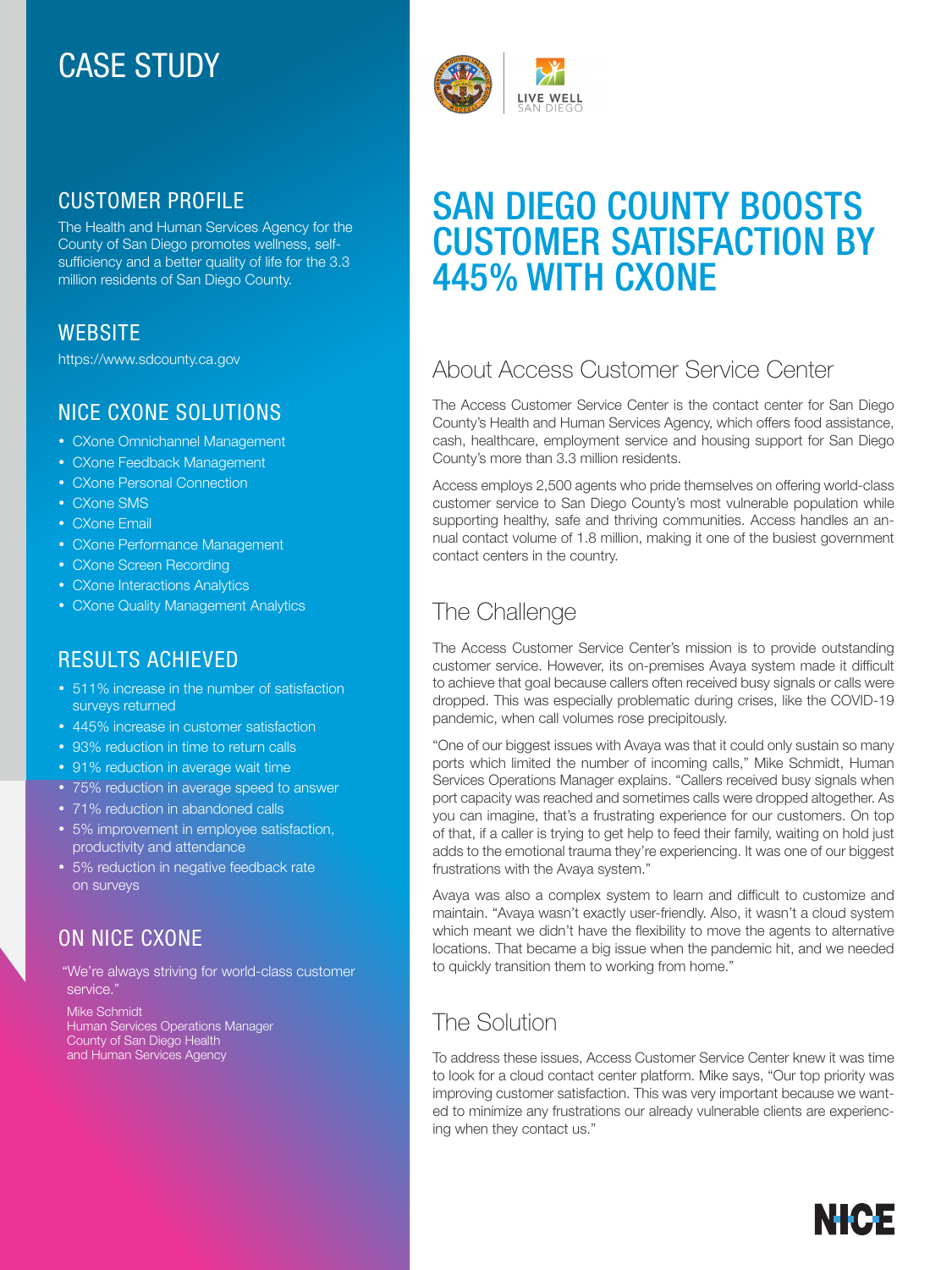# CASE STUDY

## CUSTOMER PROFILE

The Health and Human Services Agency for the County of San Diego promotes wellness, self-sufficiency and a better quality of life for the 3.3 million residents of San Diego County.

## WEBSITE

https://www.sdcounty.ca.gov

## NICE CXONE SOLUTIONS

- CXone Omnichannel Management
- CXone Feedback Management
- CXone Personal Connection
- CXone SMS
- CXone Email
- CXone Performance Management
- CXone Screen Recording
- CXone Interactions Analytics
- CXone Quality Management Analytics

## RESULTS ACHIEVED

- 511% increase in the number of satisfaction surveys returned
- 445% increase in customer satisfaction
- 93% reduction in time to return calls
- 91% reduction in average wait time
- 75% reduction in average speed to answer
- 71% reduction in abandoned calls
- 5% improvement in employee satisfaction, productivity and attendance
- 5% reduction in negative feedback rate on surveys

## ON NICE CXONE

"We're always striving for world-class customer service."

Mike Schmidt
Human Services Operations Manager
County of San Diego Health and Human Services Agency

# SAN DIEGO COUNTY BOOSTS CUSTOMER SATISFACTION BY 445% WITH CXONE

## About Access Customer Service Center

The Access Customer Service Center is the contact center for San Diego County's Health and Human Services Agency, which offers food assistance, cash, healthcare, employment service and housing support for San Diego County's more than 3.3 million residents.

Access employs 2,500 agents who pride themselves on offering world-class customer service to San Diego County's most vulnerable population while supporting healthy, safe and thriving communities. Access handles an annual contact volume of 1.8 million, making it one of the busiest government contact centers in the country.

## The Challenge

The Access Customer Service Center's mission is to provide outstanding customer service. However, its on-premises Avaya system made it difficult to achieve that goal because callers often received busy signals or calls were dropped. This was especially problematic during crises, like the COVID-19 pandemic, when call volumes rose precipitously.

"One of our biggest issues with Avaya was that it could only sustain so many ports which limited the number of incoming calls," Mike Schmidt, Human Services Operations Manager explains. "Callers received busy signals when port capacity was reached and sometimes calls were dropped altogether. As you can imagine, that's a frustrating experience for our customers. On top of that, if a caller is trying to get help to feed their family, waiting on hold just adds to the emotional trauma they're experiencing. It was one of our biggest frustrations with the Avaya system."

Avaya was also a complex system to learn and difficult to customize and maintain. "Avaya wasn't exactly user-friendly. Also, it wasn't a cloud system which meant we didn't have the flexibility to move the agents to alternative locations. That became a big issue when the pandemic hit, and we needed to quickly transition them to working from home."

## The Solution

To address these issues, Access Customer Service Center knew it was time to look for a cloud contact center platform. Mike says, "Our top priority was improving customer satisfaction. This was very important because we wanted to minimize any frustrations our already vulnerable clients are experiencing when they contact us."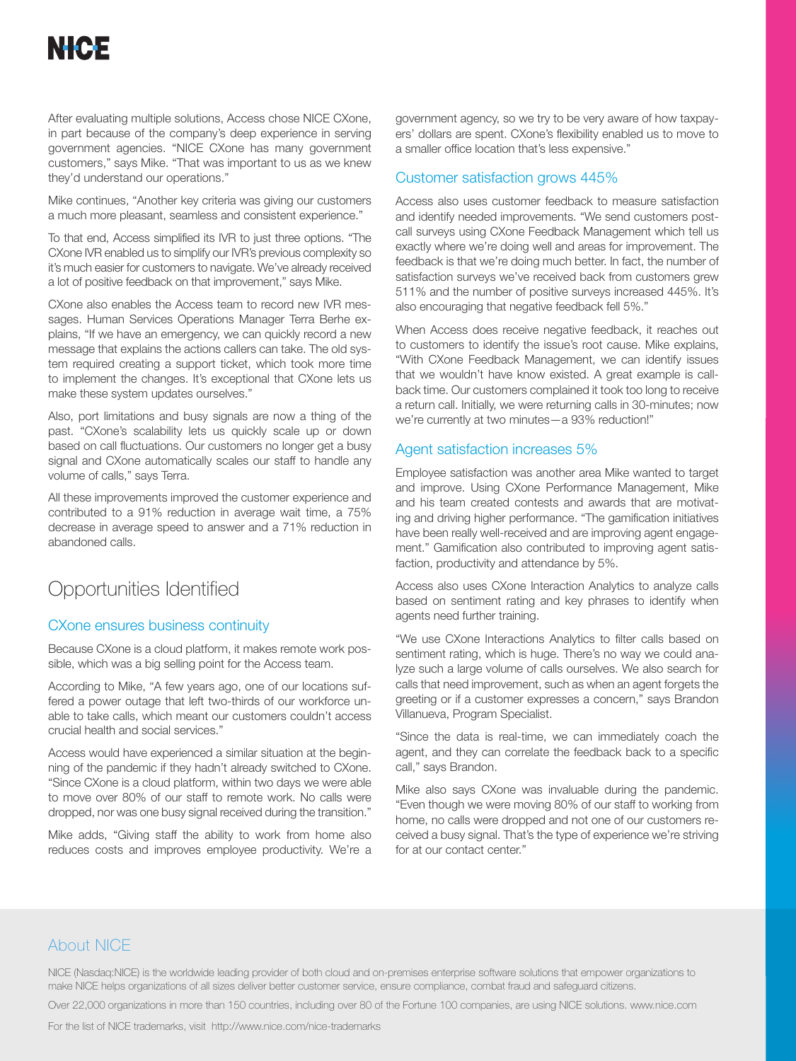After evaluating multiple solutions, Access chose NICE CXone, in part because of the company's deep experience in serving government agencies. "NICE CXone has many government customers," says Mike. "That was important to us as we knew they'd understand our operations."

Mike continues, "Another key criteria was giving our customers a much more pleasant, seamless and consistent experience."

To that end, Access simplified its IVR to just three options. "The CXone IVR enabled us to simplify our IVR's previous complexity so it's much easier for customers to navigate. We've already received a lot of positive feedback on that improvement," says Mike.

CXone also enables the Access team to record new IVR messages. Human Services Operations Manager Terra Berhe explains, "If we have an emergency, we can quickly record a new message that explains the actions callers can take. The old system required creating a support ticket, which took more time to implement the changes. It's exceptional that CXone lets us make these system updates ourselves."

Also, port limitations and busy signals are now a thing of the past. "CXone's scalability lets us quickly scale up or down based on call fluctuations. Our customers no longer get a busy signal and CXone automatically scales our staff to handle any volume of calls," says Terra.

All these improvements improved the customer experience and contributed to a 91% reduction in average wait time, a 75% decrease in average speed to answer and a 71% reduction in abandoned calls.

## Opportunities Identified

### CXone ensures business continuity

Because CXone is a cloud platform, it makes remote work possible, which was a big selling point for the Access team.

According to Mike, "A few years ago, one of our locations suffered a power outage that left two-thirds of our workforce unable to take calls, which meant our customers couldn't access crucial health and social services."

Access would have experienced a similar situation at the beginning of the pandemic if they hadn't already switched to CXone. "Since CXone is a cloud platform, within two days we were able to move over 80% of our staff to remote work. No calls were dropped, nor was one busy signal received during the transition."

Mike adds, "Giving staff the ability to work from home also reduces costs and improves employee productivity. We're a government agency, so we try to be very aware of how taxpayers' dollars are spent. CXone's flexibility enabled us to move to a smaller office location that's less expensive."

### Customer satisfaction grows 445%

Access also uses customer feedback to measure satisfaction and identify needed improvements. "We send customers post-call surveys using CXone Feedback Management which tell us exactly where we're doing well and areas for improvement. The feedback is that we're doing much better. In fact, the number of satisfaction surveys we've received back from customers grew 511% and the number of positive surveys increased 445%. It's also encouraging that negative feedback fell 5%."

When Access does receive negative feedback, it reaches out to customers to identify the issue's root cause. Mike explains, "With CXone Feedback Management, we can identify issues that we wouldn't have know existed. A great example is callback time. Our customers complained it took too long to receive a return call. Initially, we were returning calls in 30-minutes; now we're currently at two minutes—a 93% reduction!"

### Agent satisfaction increases 5%

Employee satisfaction was another area Mike wanted to target and improve. Using CXone Performance Management, Mike and his team created contests and awards that are motivating and driving higher performance. "The gamification initiatives have been really well-received and are improving agent engagement." Gamification also contributed to improving agent satisfaction, productivity and attendance by 5%.

Access also uses CXone Interaction Analytics to analyze calls based on sentiment rating and key phrases to identify when agents need further training.

"We use CXone Interactions Analytics to filter calls based on sentiment rating, which is huge. There's no way we could analyze such a large volume of calls ourselves. We also search for calls that need improvement, such as when an agent forgets the greeting or if a customer expresses a concern," says Brandon Villanueva, Program Specialist.

"Since the data is real-time, we can immediately coach the agent, and they can correlate the feedback back to a specific call," says Brandon.

Mike also says CXone was invaluable during the pandemic. "Even though we were moving 80% of our staff to working from home, no calls were dropped and not one of our customers received a busy signal. That's the type of experience we're striving for at our contact center."

## About NICE

NICE (Nasdaq:NICE) is the worldwide leading provider of both cloud and on-premises enterprise software solutions that empower organizations to make NICE helps organizations of all sizes deliver better customer service, ensure compliance, combat fraud and safeguard citizens.

Over 22,000 organizations in more than 150 countries, including over 80 of the Fortune 100 companies, are using NICE solutions. www.nice.com

For the list of NICE trademarks, visit http://www.nice.com/nice-trademarks